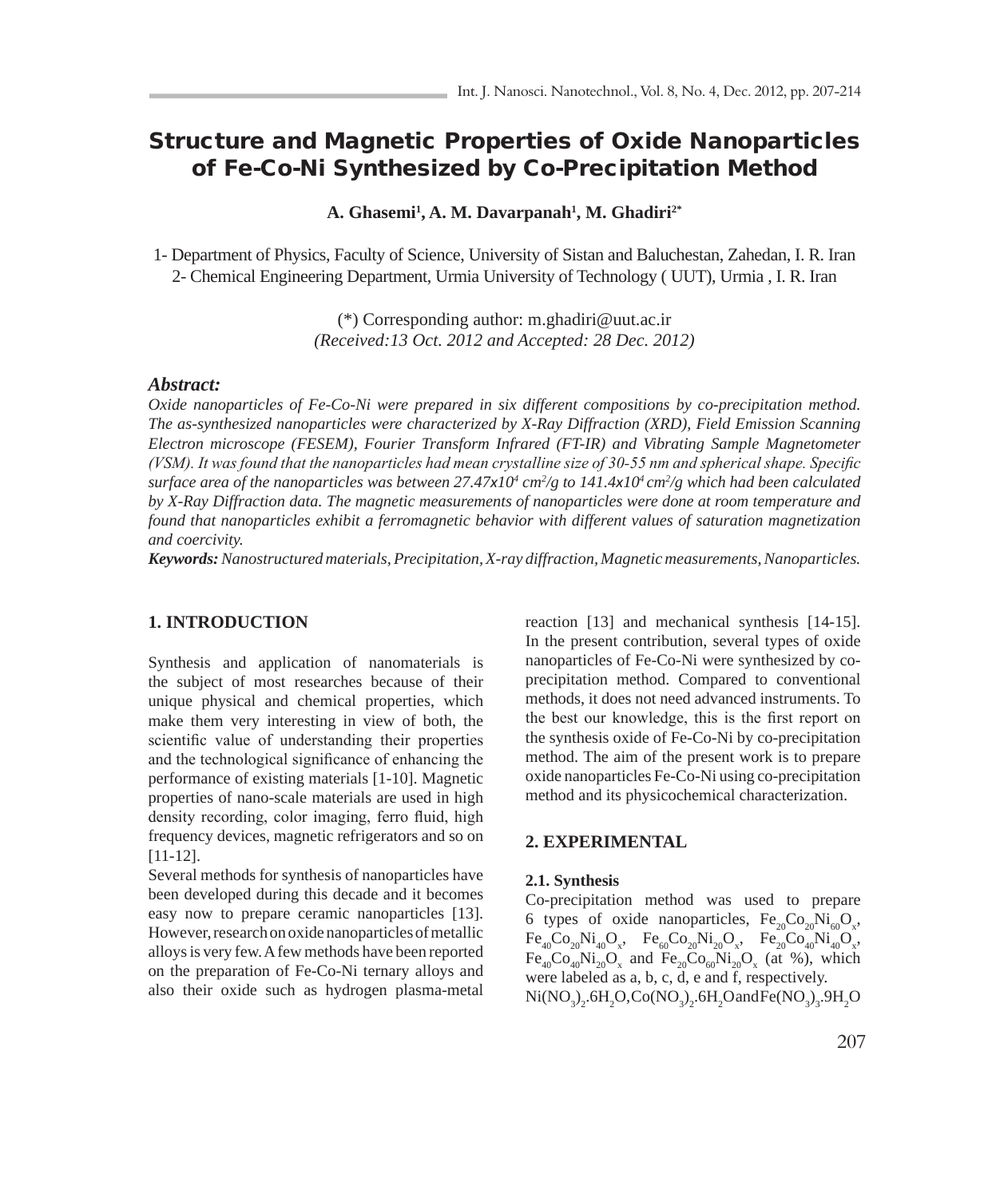# Structure and Magnetic Properties of Oxide Nanoparticles of Fe-Co-Ni Synthesized by Co-Precipitation Method

**A. Ghasemi[1], A. M. Davarpanah[1], M. Ghadiri[2*]**

1- Department of Physics, Faculty of Science, University of Sistan and Baluchestan, Zahedan, I. R. Iran
2- Chemical Engineering Department, Urmia University of Technology ( UUT), Urmia , I. R. Iran

(*) Corresponding author: m.ghadiri@uut.ac.ir
*(Received:13 Oct. 2012 and Accepted: 28 Dec. 2012)*

## Abstract:

*Oxide nanoparticles of Fe-Co-Ni were prepared in six different compositions by co-precipitation method. The as-synthesized nanoparticles were characterized by X-Ray Diffraction (XRD), Field Emission Scanning Electron microscope (FESEM), Fourier Transform Infrared (FT-IR) and Vibrating Sample Magnetometer (VSM). It was found that the nanoparticles had mean crystalline size of 30-55 nm and spherical shape. Specific surface area of the nanoparticles was between $27.47 \times 10^4$ $cm^2/g$ to $141.4 \times 10^4$ $cm^2/g$ which had been calculated by X-Ray Diffraction data. The magnetic measurements of nanoparticles were done at room temperature and found that nanoparticles exhibit a ferromagnetic behavior with different values of saturation magnetization and coercivity.*

***Keywords:** Nanostructured materials, Precipitation, X-ray diffraction, Magnetic measurements, Nanoparticles.*

## 1. INTRODUCTION

Synthesis and application of nanomaterials is the subject of most researches because of their unique physical and chemical properties, which make them very interesting in view of both, the scientific value of understanding their properties and the technological significance of enhancing the performance of existing materials [1-10]. Magnetic properties of nano-scale materials are used in high density recording, color imaging, ferro fluid, high frequency devices, magnetic refrigerators and so on [11-12].

Several methods for synthesis of nanoparticles have been developed during this decade and it becomes easy now to prepare ceramic nanoparticles [13]. However, research on oxide nanoparticles of metallic alloys is very few. A few methods have been reported on the preparation of Fe-Co-Ni ternary alloys and also their oxide such as hydrogen plasma-metal reaction [13] and mechanical synthesis [14-15]. In the present contribution, several types of oxide nanoparticles of Fe-Co-Ni were synthesized by co-precipitation method. Compared to conventional methods, it does not need advanced instruments. To the best our knowledge, this is the first report on the synthesis oxide of Fe-Co-Ni by co-precipitation method. The aim of the present work is to prepare oxide nanoparticles Fe-Co-Ni using co-precipitation method and its physicochemical characterization.

## 2. EXPERIMENTAL

### 2.1. Synthesis

Co-precipitation method was used to prepare 6 types of oxide nanoparticles, $Fe_{20}Co_{20}Ni_{60}O_x$, $Fe_{40}Co_{20}Ni_{40}O_x$, $Fe_{60}Co_{20}Ni_{20}O_x$, $Fe_{20}Co_{40}Ni_{40}O_x$, $Fe_{40}Co_{40}Ni_{20}O_x$ and $Fe_{20}Co_{60}Ni_{20}O_x$ (at %), which were labeled as a, b, c, d, e and f, respectively.
$Ni(NO_3)_2.6H_2O$, $Co(NO_3)_2.6H_2O$ and $Fe(NO_3)_3.9H_2O$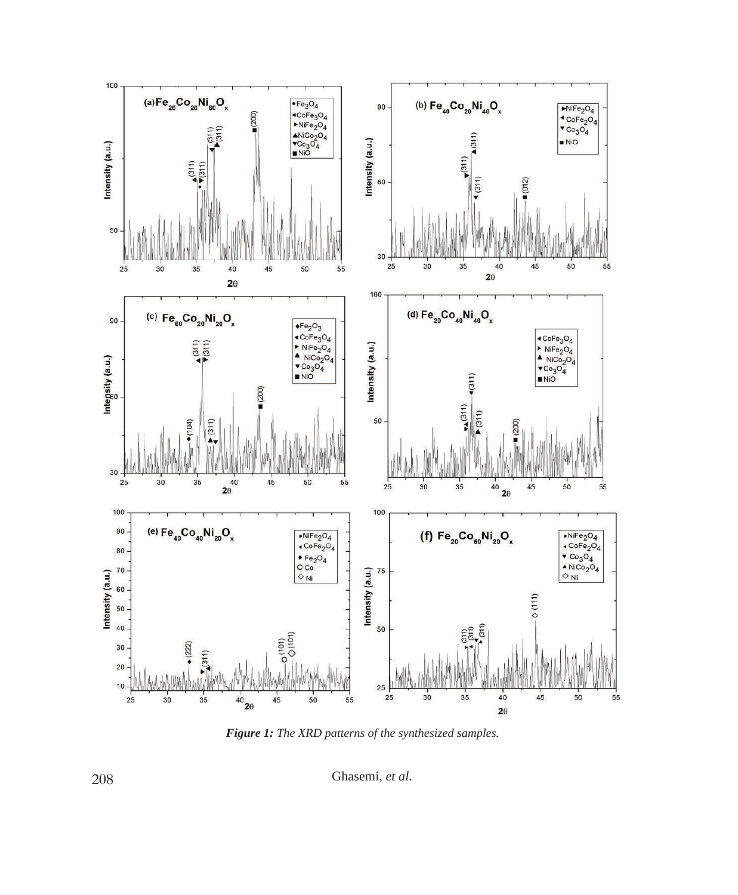***Figure 1:** The XRD patterns of the synthesized samples.*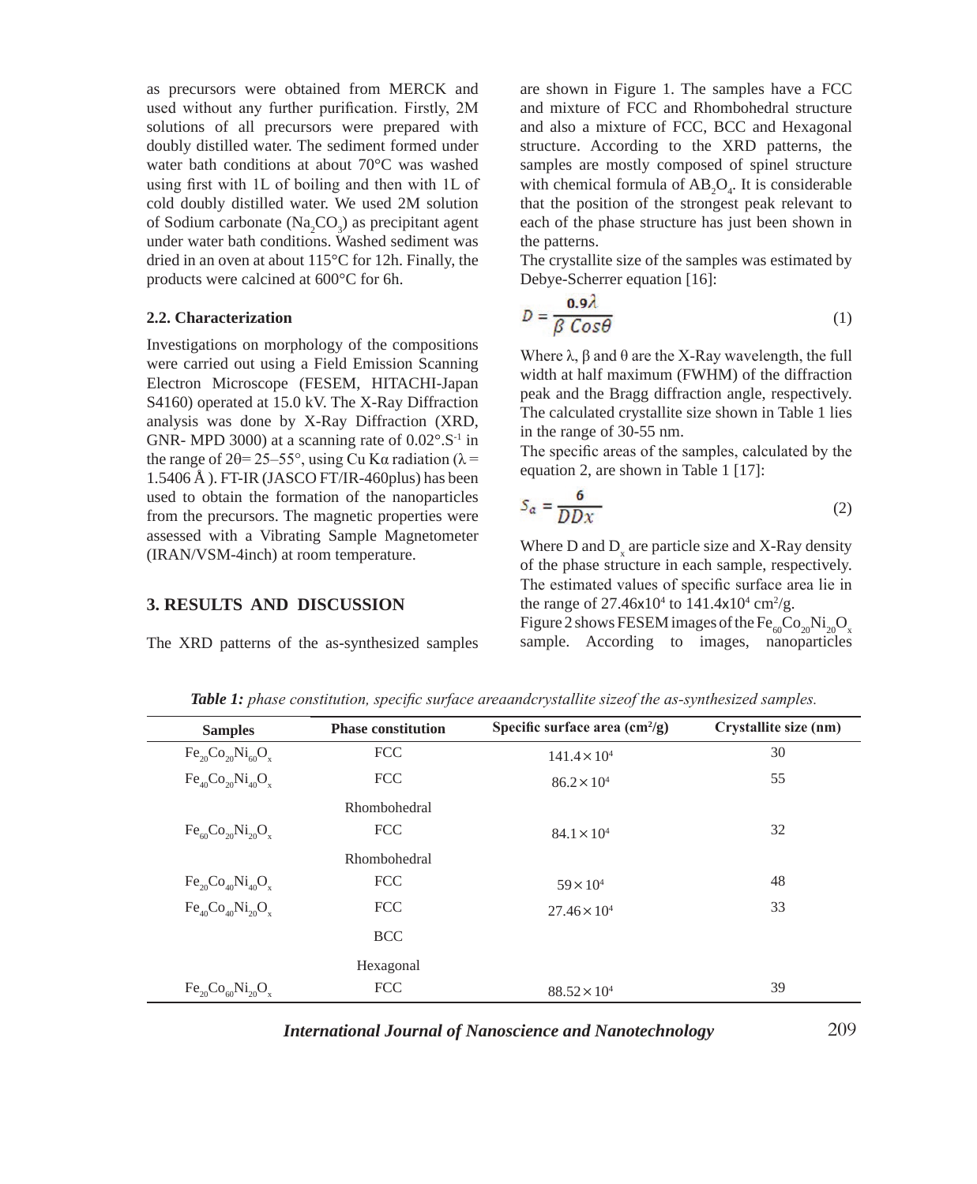as precursors were obtained from MERCK and used without any further purification. Firstly, 2M solutions of all precursors were prepared with doubly distilled water. The sediment formed under water bath conditions at about 70°C was washed using first with 1L of boiling and then with 1L of cold doubly distilled water. We used 2M solution of Sodium carbonate ($Na_2CO_3$) as precipitant agent under water bath conditions. Washed sediment was dried in an oven at about 115°C for 12h. Finally, the products were calcined at 600°C for 6h.

### 2.2. Characterization

Investigations on morphology of the compositions were carried out using a Field Emission Scanning Electron Microscope (FESEM, HITACHI-Japan S4160) operated at 15.0 kV. The X-Ray Diffraction analysis was done by X-Ray Diffraction (XRD, GNR- MPD 3000) at a scanning rate of $0.02°.S^{-1}$ in the range of $2\theta$= 25–55°, using Cu Kα radiation (λ = 1.5406 Å ). FT-IR (JASCO FT/IR-460plus) has been used to obtain the formation of the nanoparticles from the precursors. The magnetic properties were assessed with a Vibrating Sample Magnetometer (IRAN/VSM-4inch) at room temperature.

## 3. RESULTS AND DISCUSSION

The XRD patterns of the as-synthesized samples are shown in Figure 1. The samples have a FCC and mixture of FCC and Rhombohedral structure and also a mixture of FCC, BCC and Hexagonal structure. According to the XRD patterns, the samples are mostly composed of spinel structure with chemical formula of $AB_2O_4$. It is considerable that the position of the strongest peak relevant to each of the phase structure has just been shown in the patterns.

The crystallite size of the samples was estimated by Debye-Scherrer equation [16]:

$$D = \frac{0.9\lambda}{\beta \; Cos\theta} \tag{1}$$

Where λ, β and θ are the X-Ray wavelength, the full width at half maximum (FWHM) of the diffraction peak and the Bragg diffraction angle, respectively. The calculated crystallite size shown in Table 1 lies in the range of 30-55 nm.

The specific areas of the samples, calculated by the equation 2, are shown in Table 1 [17]:

$$S_a = \frac{6}{DDx} \tag{2}$$

Where D and $D_x$ are particle size and X-Ray density of the phase structure in each sample, respectively. The estimated values of specific surface area lie in the range of $27.46 \times 10^4$ to $141.4 \times 10^4$ $cm^2/g$.

Figure 2 shows FESEM images of the $Fe_{60}Co_{20}Ni_{20}O_x$ sample. According to images, nanoparticles

***Table 1:*** *phase constitution, specific surface areaandcrystallite sizeof the as-synthesized samples.*

| Samples | Phase constitution | Specific surface area ($cm^2/g$) | Crystallite size (nm) |
|---|---|---|---|
| $Fe_{20}Co_{20}Ni_{60}O_x$ | FCC | $141.4 \times 10^4$ | 30 |
| $Fe_{40}Co_{20}Ni_{40}O_x$ | FCC | $86.2 \times 10^4$ | 55 |
| | Rhombohedral | | |
| $Fe_{60}Co_{20}Ni_{20}O_x$ | FCC | $84.1 \times 10^4$ | 32 |
| | Rhombohedral | | |
| $Fe_{20}Co_{40}Ni_{40}O_x$ | FCC | $59 \times 10^4$ | 48 |
| $Fe_{40}Co_{40}Ni_{20}O_x$ | FCC | $27.46 \times 10^4$ | 33 |
| | BCC | | |
| | Hexagonal | | |
| $Fe_{20}Co_{60}Ni_{20}O_x$ | FCC | $88.52 \times 10^4$ | 39 |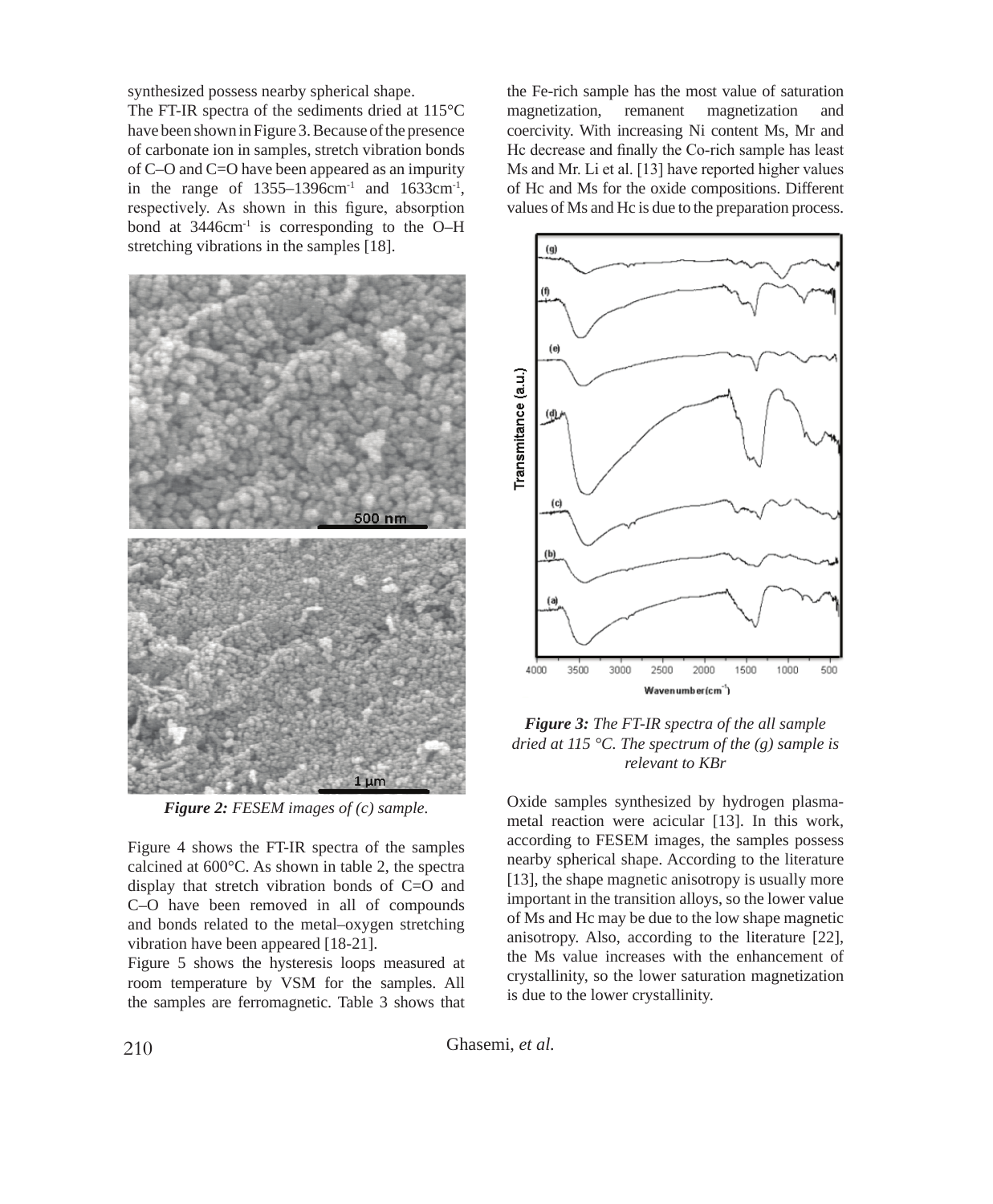synthesized possess nearby spherical shape.

The FT-IR spectra of the sediments dried at 115°C have been shown in Figure 3. Because of the presence of carbonate ion in samples, stretch vibration bonds of C–O and C=O have been appeared as an impurity in the range of 1355–1396cm$^{-1}$ and 1633cm$^{-1}$, respectively. As shown in this figure, absorption bond at 3446cm$^{-1}$ is corresponding to the O–H stretching vibrations in the samples [18].

***Figure 2:*** *FESEM images of (c) sample.*

Figure 4 shows the FT-IR spectra of the samples calcined at 600°C. As shown in table 2, the spectra display that stretch vibration bonds of C=O and C–O have been removed in all of compounds and bonds related to the metal–oxygen stretching vibration have been appeared [18-21].

Figure 5 shows the hysteresis loops measured at room temperature by VSM for the samples. All the samples are ferromagnetic. Table 3 shows that the Fe-rich sample has the most value of saturation magnetization, remanent magnetization and coercivity. With increasing Ni content Ms, Mr and Hc decrease and finally the Co-rich sample has least Ms and Mr. Li et al. [13] have reported higher values of Hc and Ms for the oxide compositions. Different values of Ms and Hc is due to the preparation process.

***Figure 3:*** *The FT-IR spectra of the all sample dried at 115 °C. The spectrum of the (g) sample is relevant to KBr*

Oxide samples synthesized by hydrogen plasma-metal reaction were acicular [13]. In this work, according to FESEM images, the samples possess nearby spherical shape. According to the literature [13], the shape magnetic anisotropy is usually more important in the transition alloys, so the lower value of Ms and Hc may be due to the low shape magnetic anisotropy. Also, according to the literature [22], the Ms value increases with the enhancement of crystallinity, so the lower saturation magnetization is due to the lower crystallinity.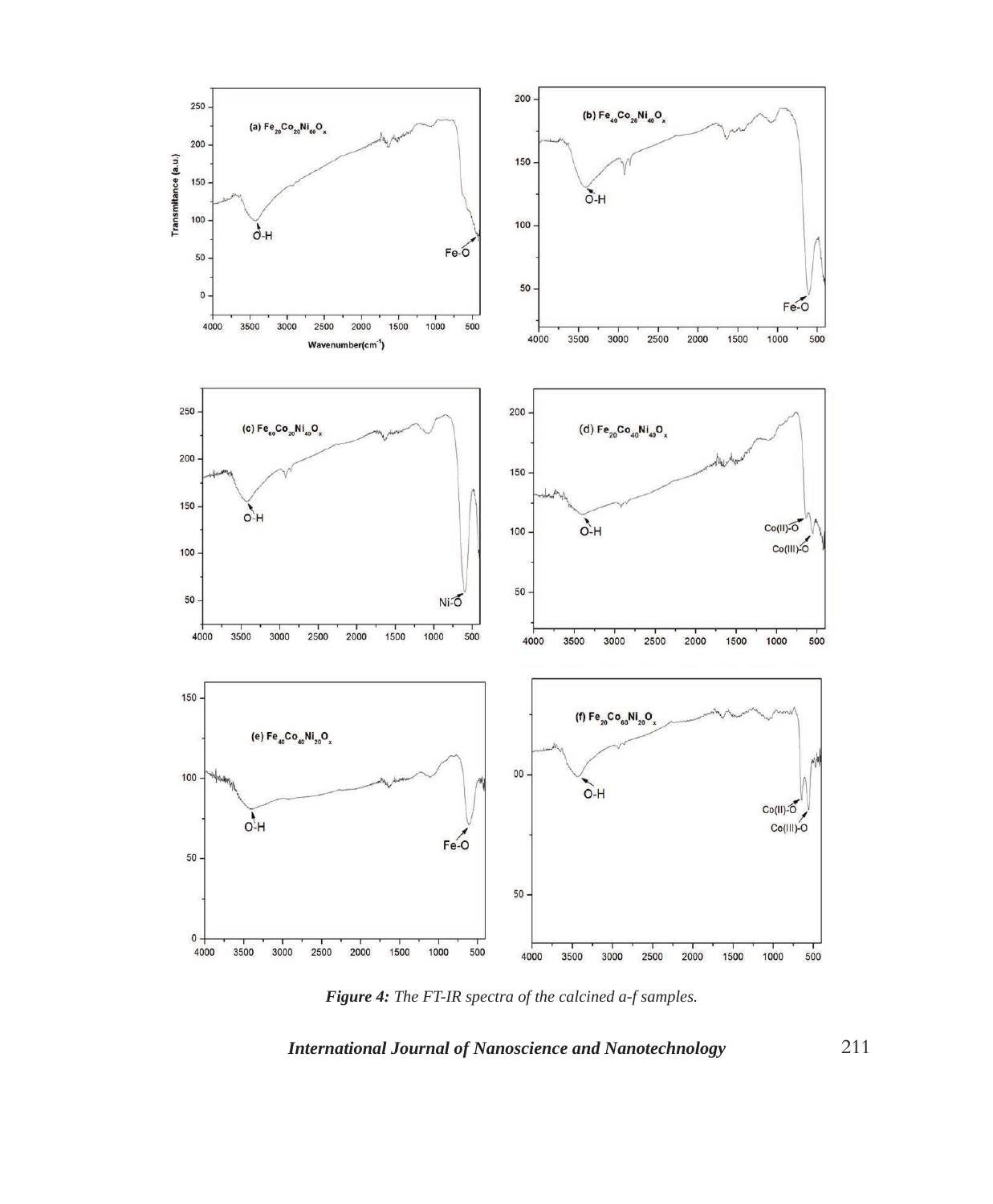*Figure 4: The FT-IR spectra of the calcined a-f samples.*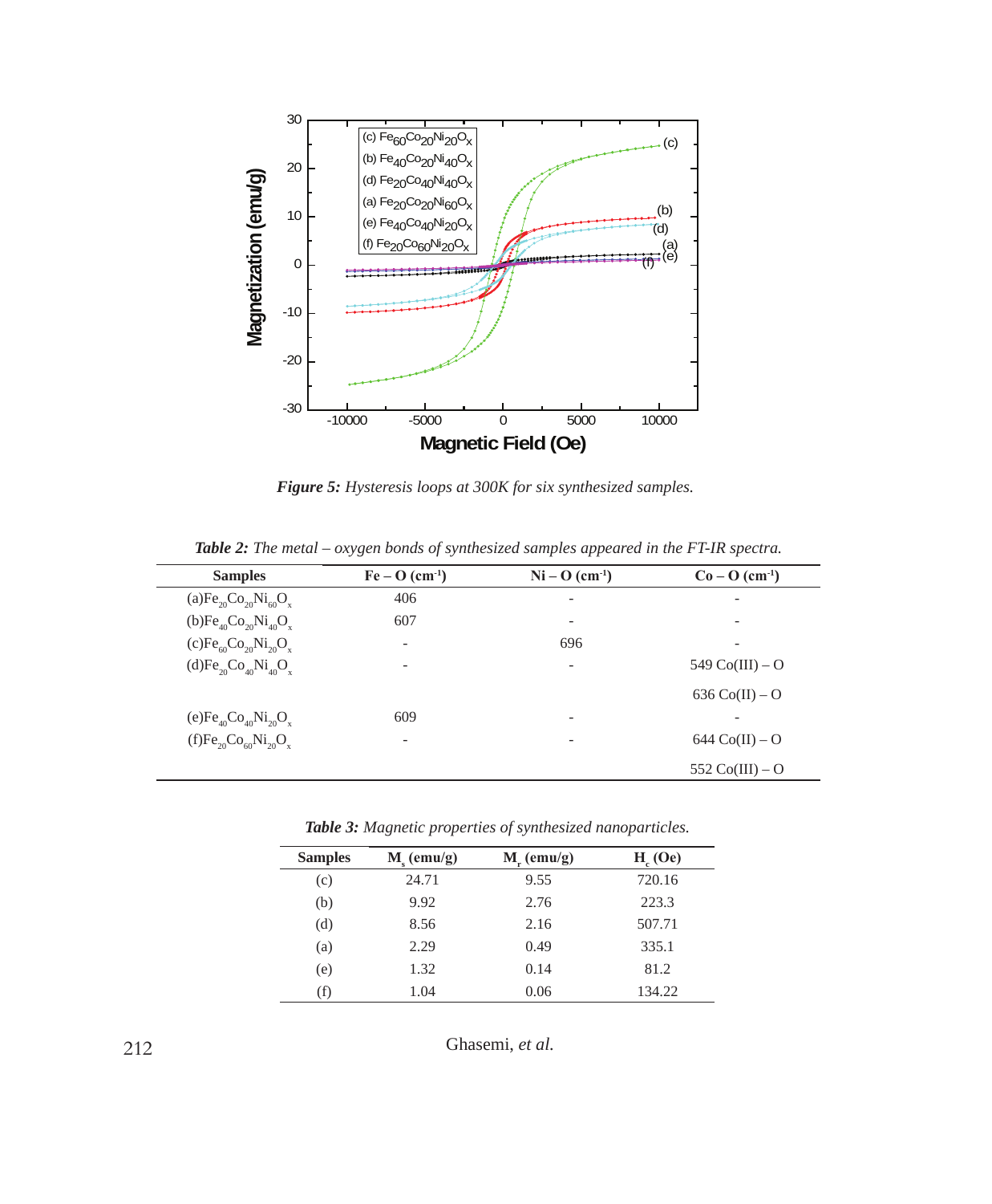*Figure 5: Hysteresis loops at 300K for six synthesized samples.*

*Table 2: The metal – oxygen bonds of synthesized samples appeared in the FT-IR spectra.*

| Samples | Fe – O ($cm^{-1}$) | Ni – O ($cm^{-1}$) | Co – O ($cm^{-1}$) |
|---|---|---|---|
| (a)$Fe_{20}Co_{20}Ni_{60}O_x$ | 406 | - | - |
| (b)$Fe_{40}Co_{20}Ni_{40}O_x$ | 607 | - | - |
| (c)$Fe_{60}Co_{20}Ni_{20}O_x$ | - | 696 | - |
| (d)$Fe_{20}Co_{40}Ni_{40}O_x$ | - | - | 549 Co(III) – O |
| | | | 636 Co(II) – O |
| (e)$Fe_{40}Co_{40}Ni_{20}O_x$ | 609 | - | - |
| (f)$Fe_{20}Co_{60}Ni_{20}O_x$ | - | - | 644 Co(II) – O |
| | | | 552 Co(III) – O |

*Table 3: Magnetic properties of synthesized nanoparticles.*

| Samples | $M_s$ (emu/g) | $M_r$ (emu/g) | $H_c$ (Oe) |
|---|---|---|---|
| (c) | 24.71 | 9.55 | 720.16 |
| (b) | 9.92 | 2.76 | 223.3 |
| (d) | 8.56 | 2.16 | 507.71 |
| (a) | 2.29 | 0.49 | 335.1 |
| (e) | 1.32 | 0.14 | 81.2 |
| (f) | 1.04 | 0.06 | 134.22 |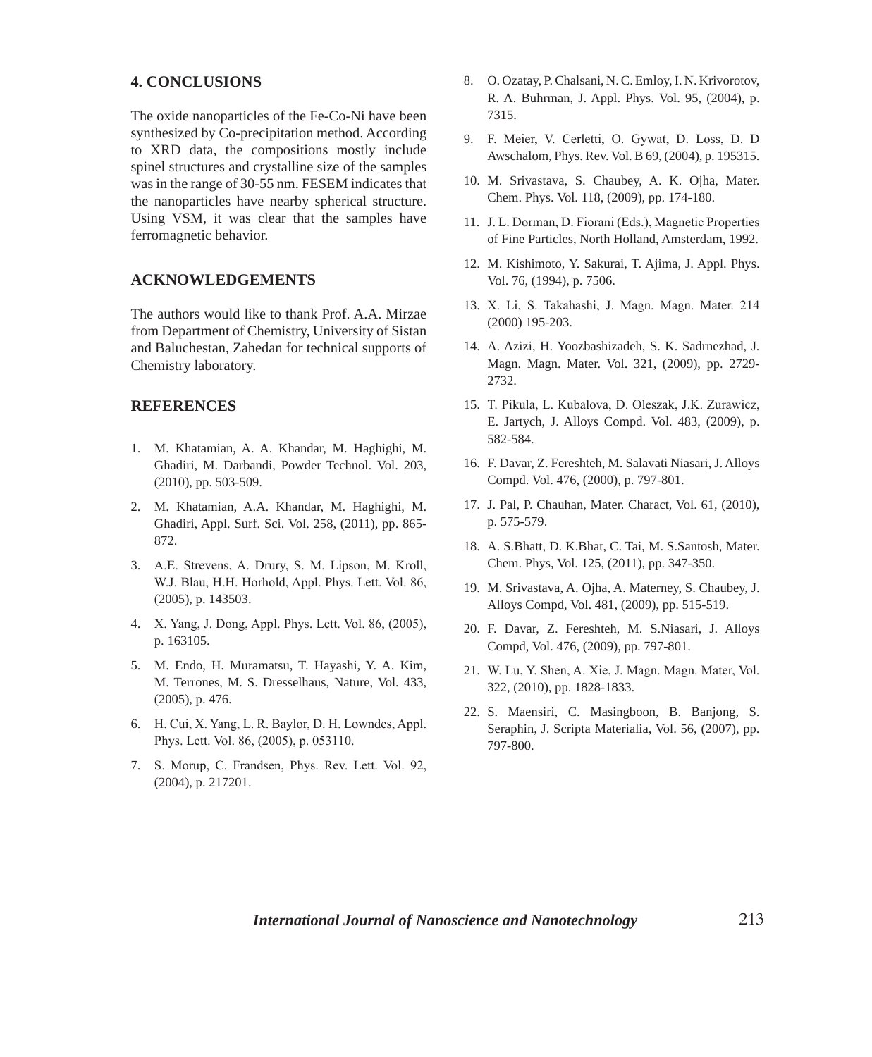## 4. CONCLUSIONS

The oxide nanoparticles of the Fe-Co-Ni have been synthesized by Co-precipitation method. According to XRD data, the compositions mostly include spinel structures and crystalline size of the samples was in the range of 30-55 nm. FESEM indicates that the nanoparticles have nearby spherical structure. Using VSM, it was clear that the samples have ferromagnetic behavior.

## ACKNOWLEDGEMENTS

The authors would like to thank Prof. A.A. Mirzae from Department of Chemistry, University of Sistan and Baluchestan, Zahedan for technical supports of Chemistry laboratory.

## REFERENCES

1. M. Khatamian, A. A. Khandar, M. Haghighi, M. Ghadiri, M. Darbandi, Powder Technol. Vol. 203, (2010), pp. 503-509.
2. M. Khatamian, A.A. Khandar, M. Haghighi, M. Ghadiri, Appl. Surf. Sci. Vol. 258, (2011), pp. 865-872.
3. A.E. Strevens, A. Drury, S. M. Lipson, M. Kroll, W.J. Blau, H.H. Horhold, Appl. Phys. Lett. Vol. 86, (2005), p. 143503.
4. X. Yang, J. Dong, Appl. Phys. Lett. Vol. 86, (2005), p. 163105.
5. M. Endo, H. Muramatsu, T. Hayashi, Y. A. Kim, M. Terrones, M. S. Dresselhaus, Nature, Vol. 433, (2005), p. 476.
6. H. Cui, X. Yang, L. R. Baylor, D. H. Lowndes, Appl. Phys. Lett. Vol. 86, (2005), p. 053110.
7. S. Morup, C. Frandsen, Phys. Rev. Lett. Vol. 92, (2004), p. 217201.
8. O. Ozatay, P. Chalsani, N. C. Emloy, I. N. Krivorotov, R. A. Buhrman, J. Appl. Phys. Vol. 95, (2004), p. 7315.
9. F. Meier, V. Cerletti, O. Gywat, D. Loss, D. D Awschalom, Phys. Rev. Vol. B 69, (2004), p. 195315.
10. M. Srivastava, S. Chaubey, A. K. Ojha, Mater. Chem. Phys. Vol. 118, (2009), pp. 174-180.
11. J. L. Dorman, D. Fiorani (Eds.), Magnetic Properties of Fine Particles, North Holland, Amsterdam, 1992.
12. M. Kishimoto, Y. Sakurai, T. Ajima, J. Appl. Phys. Vol. 76, (1994), p. 7506.
13. X. Li, S. Takahashi, J. Magn. Magn. Mater. 214 (2000) 195-203.
14. A. Azizi, H. Yoozbashizadeh, S. K. Sadrnezhad, J. Magn. Magn. Mater. Vol. 321, (2009), pp. 2729-2732.
15. T. Pikula, L. Kubalova, D. Oleszak, J.K. Zurawicz, E. Jartych, J. Alloys Compd. Vol. 483, (2009), p. 582-584.
16. F. Davar, Z. Fereshteh, M. Salavati Niasari, J. Alloys Compd. Vol. 476, (2000), p. 797-801.
17. J. Pal, P. Chauhan, Mater. Charact, Vol. 61, (2010), p. 575-579.
18. A. S.Bhatt, D. K.Bhat, C. Tai, M. S.Santosh, Mater. Chem. Phys, Vol. 125, (2011), pp. 347-350.
19. M. Srivastava, A. Ojha, A. Materney, S. Chaubey, J. Alloys Compd, Vol. 481, (2009), pp. 515-519.
20. F. Davar, Z. Fereshteh, M. S.Niasari, J. Alloys Compd, Vol. 476, (2009), pp. 797-801.
21. W. Lu, Y. Shen, A. Xie, J. Magn. Magn. Mater, Vol. 322, (2010), pp. 1828-1833.
22. S. Maensiri, C. Masingboon, B. Banjong, S. Seraphin, J. Scripta Materialia, Vol. 56, (2007), pp. 797-800.